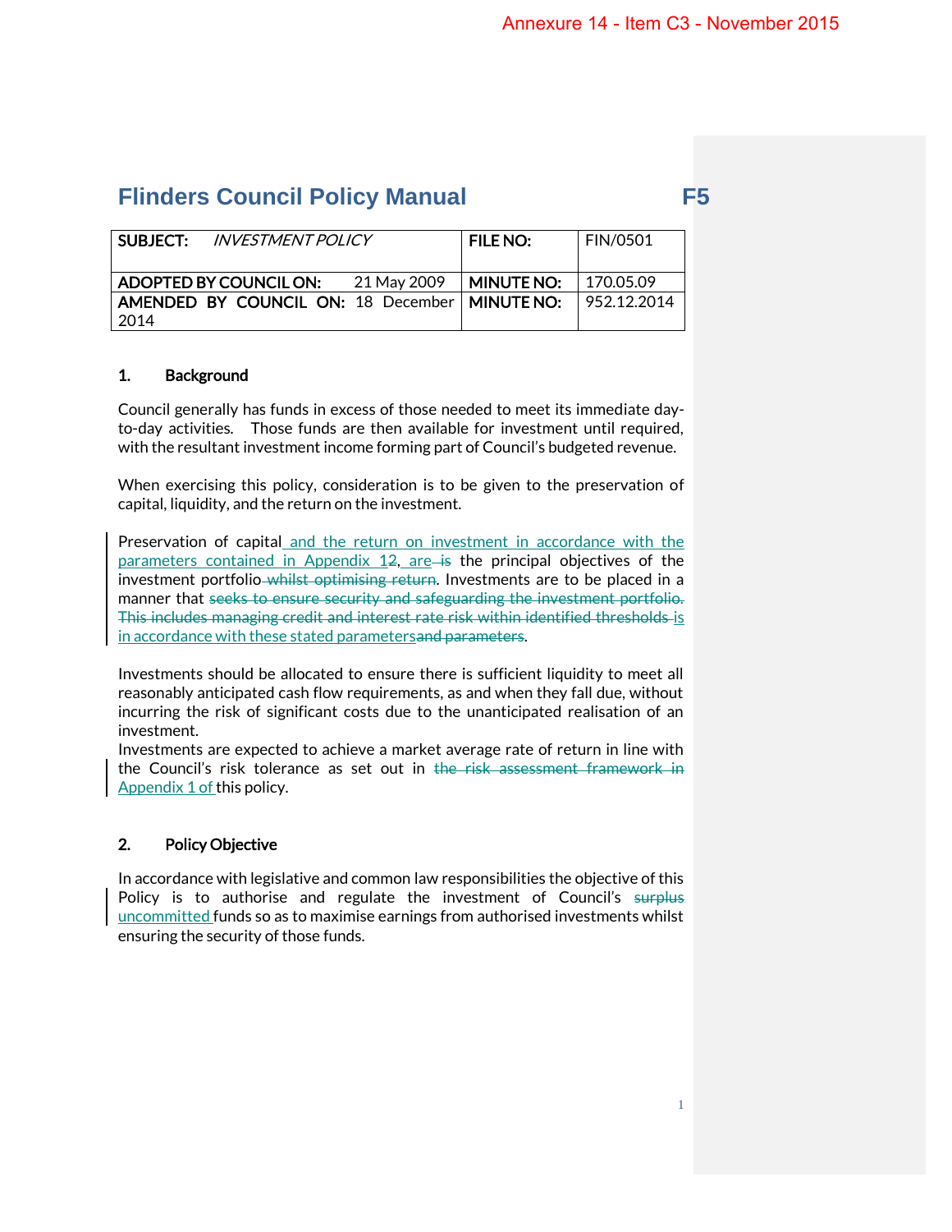# Flinders Council Policy Manual F5

| SUBJECT: *INVESTMENT POLICY* | FILE NO: | FIN/0501 |
|---|---|---|
| ADOPTED BY COUNCIL ON: 21 May 2009 | MINUTE NO: | 170.05.09 |
| AMENDED BY COUNCIL ON: 18 December 2014 | MINUTE NO: | 952.12.2014 |

## 1. Background

Council generally has funds in excess of those needed to meet its immediate day-to-day activities. Those funds are then available for investment until required, with the resultant investment income forming part of Council's budgeted revenue.

When exercising this policy, consideration is to be given to the preservation of capital, liquidity, and the return on the investment.

Preservation of capital and the return on investment in accordance with the parameters contained in Appendix 1~~2~~, are ~~is~~ the principal objectives of the investment portfolio ~~whilst optimising return~~. Investments are to be placed in a manner that ~~seeks to ensure security and safeguarding the investment portfolio. This includes managing credit and interest rate risk within identified thresholds~~ is in accordance with these stated parameters~~and parameters~~.

Investments should be allocated to ensure there is sufficient liquidity to meet all reasonably anticipated cash flow requirements, as and when they fall due, without incurring the risk of significant costs due to the unanticipated realisation of an investment.

Investments are expected to achieve a market average rate of return in line with the Council's risk tolerance as set out in ~~the risk assessment framework in~~ Appendix 1 of this policy.

## 2. Policy Objective

In accordance with legislative and common law responsibilities the objective of this Policy is to authorise and regulate the investment of Council's ~~surplus~~ uncommitted funds so as to maximise earnings from authorised investments whilst ensuring the security of those funds.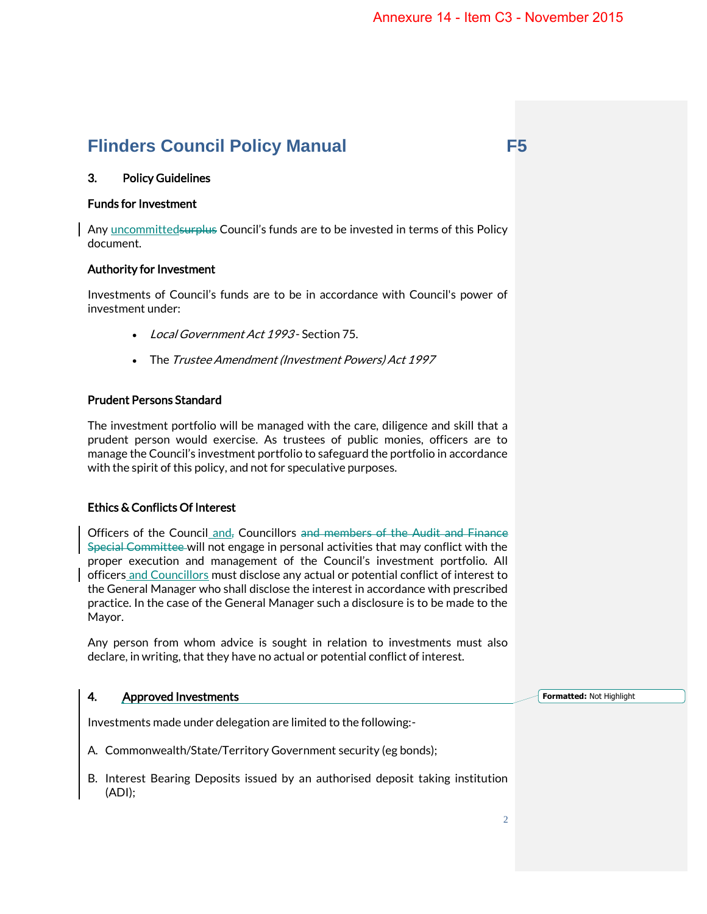# Flinders Council Policy Manual F5

## 3. Policy Guidelines

### Funds for Investment

Any uncommitted~~surplus~~ Council's funds are to be invested in terms of this Policy document.

### Authority for Investment

Investments of Council's funds are to be in accordance with Council's power of investment under:

- *Local Government Act 1993* - Section 75.
- The *Trustee Amendment (Investment Powers) Act 1997*

### Prudent Persons Standard

The investment portfolio will be managed with the care, diligence and skill that a prudent person would exercise. As trustees of public monies, officers are to manage the Council's investment portfolio to safeguard the portfolio in accordance with the spirit of this policy, and not for speculative purposes.

### Ethics & Conflicts Of Interest

Officers of the Council and~~,~~ Councillors ~~and members of the Audit and Finance Special Committee~~ will not engage in personal activities that may conflict with the proper execution and management of the Council's investment portfolio. All officers and Councillors must disclose any actual or potential conflict of interest to the General Manager who shall disclose the interest in accordance with prescribed practice. In the case of the General Manager such a disclosure is to be made to the Mayor.

Any person from whom advice is sought in relation to investments must also declare, in writing, that they have no actual or potential conflict of interest.

## 4. Approved Investments

Investments made under delegation are limited to the following:-

A. Commonwealth/State/Territory Government security (eg bonds);

B. Interest Bearing Deposits issued by an authorised deposit taking institution (ADI);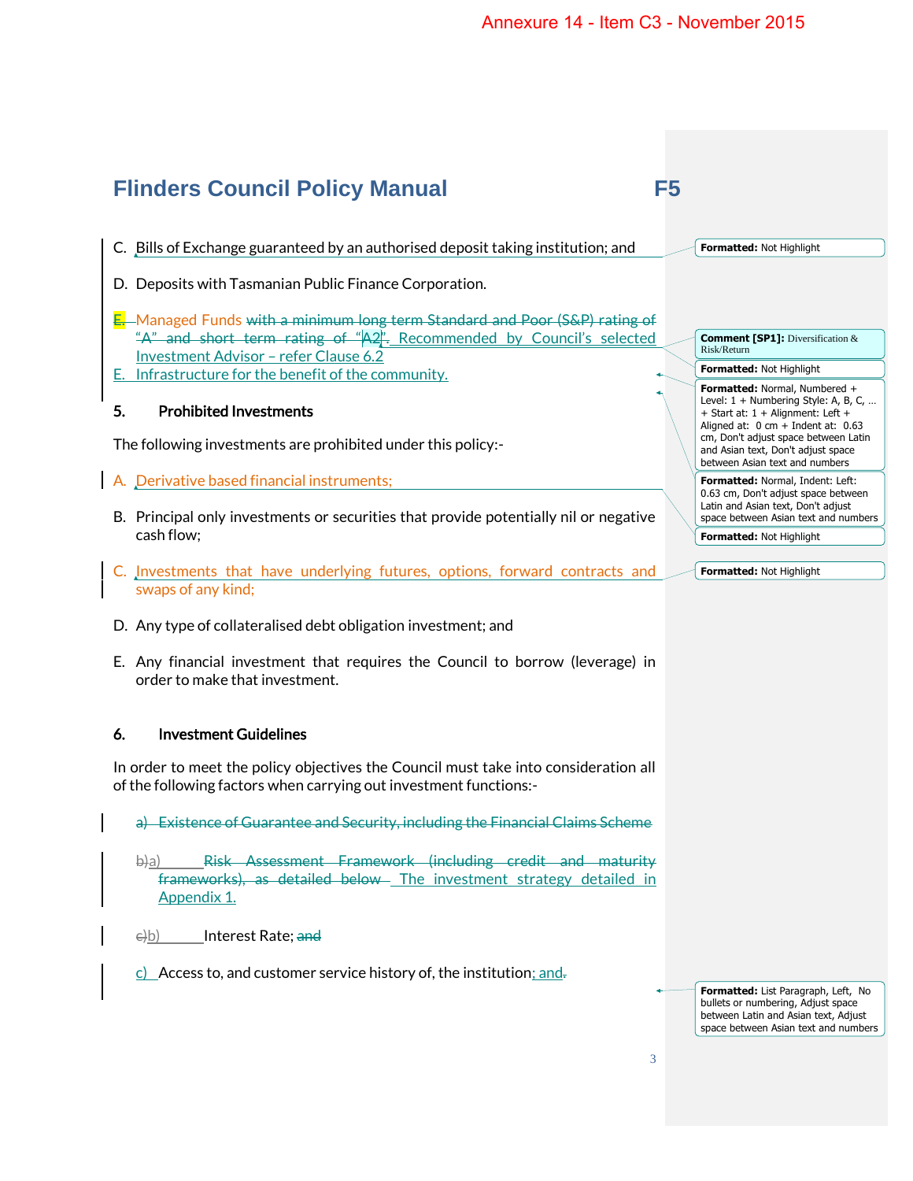Annexure 14 - Item C3 - November 2015

# Flinders Council Policy Manual F5

C. Bills of Exchange guaranteed by an authorised deposit taking institution; and

D. Deposits with Tasmanian Public Finance Corporation.

E. Managed Funds ~~with a minimum long term Standard and Poor (S&P) rating of "A" and short term rating of "A2".~~ Recommended by Council's selected Investment Advisor – refer Clause 6.2

E. Infrastructure for the benefit of the community.

## 5. Prohibited Investments

The following investments are prohibited under this policy:-

A. Derivative based financial instruments;

B. Principal only investments or securities that provide potentially nil or negative cash flow;

C. Investments that have underlying futures, options, forward contracts and swaps of any kind;

D. Any type of collateralised debt obligation investment; and

E. Any financial investment that requires the Council to borrow (leverage) in order to make that investment.

## 6. Investment Guidelines

In order to meet the policy objectives the Council must take into consideration all of the following factors when carrying out investment functions:-

~~a) Existence of Guarantee and Security, including the Financial Claims Scheme~~

~~b)~~a) ~~Risk Assessment Framework (including credit and maturity frameworks), as detailed below~~ The investment strategy detailed in Appendix 1.

~~c)~~b) Interest Rate; ~~and~~

c) Access to, and customer service history of, the institution; and~~.~~

Comment [SP1]: Diversification & Risk/Return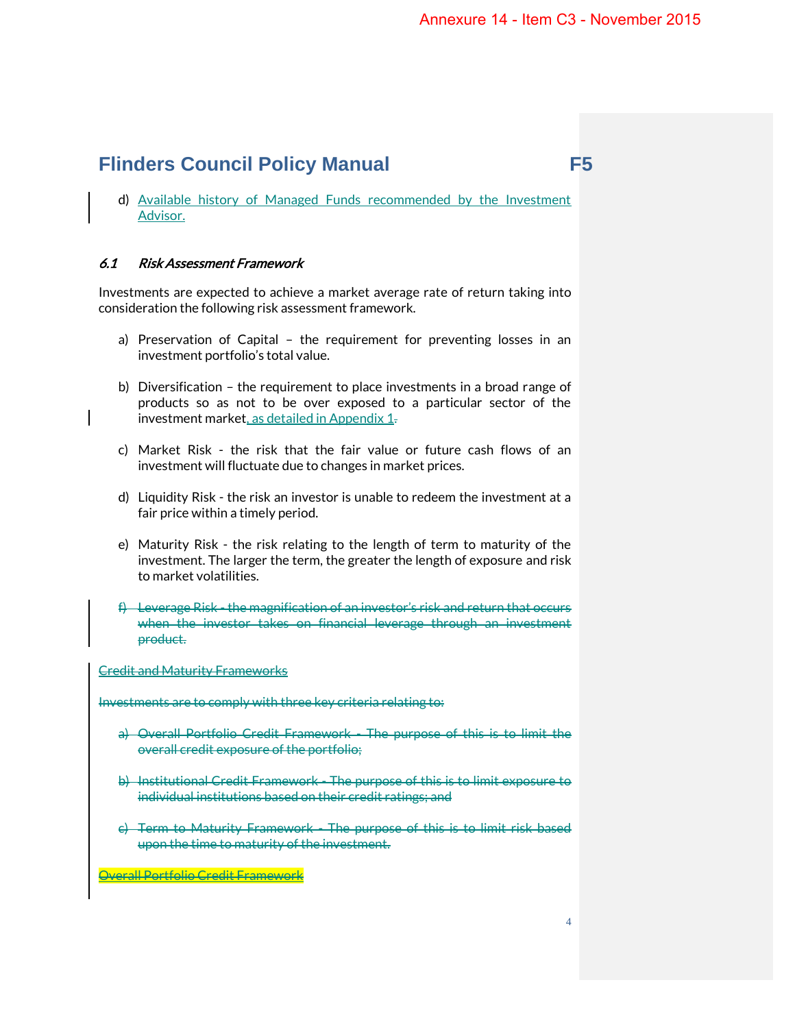d) Available history of Managed Funds recommended by the Investment Advisor.

### *6.1 Risk Assessment Framework*

Investments are expected to achieve a market average rate of return taking into consideration the following risk assessment framework.

a) Preservation of Capital – the requirement for preventing losses in an investment portfolio's total value.

b) Diversification – the requirement to place investments in a broad range of products so as not to be over exposed to a particular sector of the investment market, as detailed in Appendix 1.

c) Market Risk - the risk that the fair value or future cash flows of an investment will fluctuate due to changes in market prices.

d) Liquidity Risk - the risk an investor is unable to redeem the investment at a fair price within a timely period.

e) Maturity Risk - the risk relating to the length of term to maturity of the investment. The larger the term, the greater the length of exposure and risk to market volatilities.

~~f) Leverage Risk - the magnification of an investor's risk and return that occurs when the investor takes on financial leverage through an investment product.~~

~~Credit and Maturity Frameworks~~

~~Investments are to comply with three key criteria relating to:~~

~~a) Overall Portfolio Credit Framework - The purpose of this is to limit the overall credit exposure of the portfolio;~~

~~b) Institutional Credit Framework - The purpose of this is to limit exposure to individual institutions based on their credit ratings; and~~

~~c) Term to Maturity Framework - The purpose of this is to limit risk based upon the time to maturity of the investment.~~

~~Overall Portfolio Credit Framework~~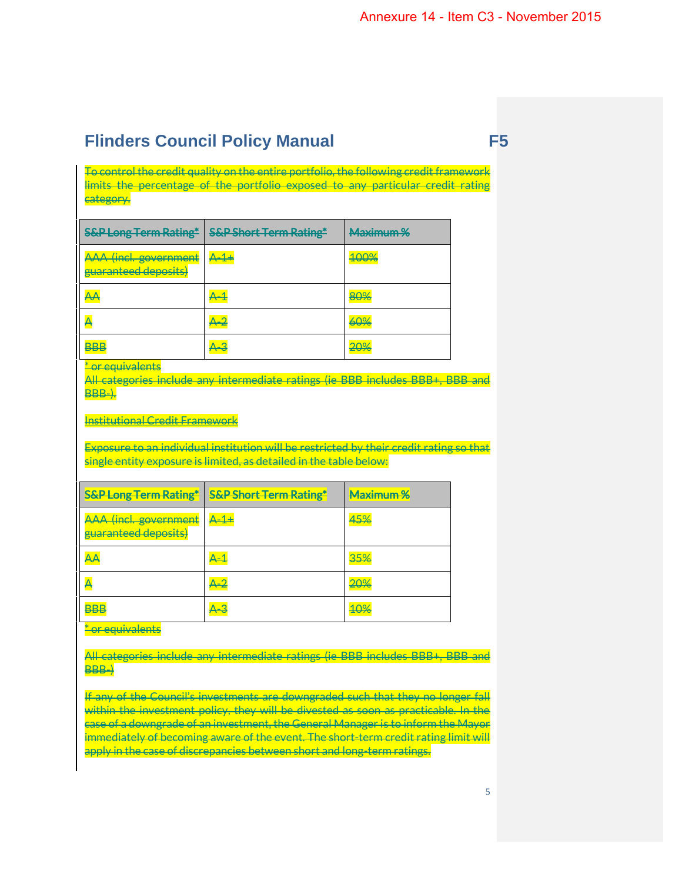# Flinders Council Policy Manual F5

To control the credit quality on the entire portfolio, the following credit framework limits the percentage of the portfolio exposed to any particular credit rating category.

| S&P Long Term Rating* | S&P Short Term Rating* | Maximum % |
|---|---|---|
| AAA (incl. government guaranteed deposits) | A-1+ | 100% |
| AA | A-1 | 80% |
| A | A-2 | 60% |
| BBB | A-3 | 20% |

\* or equivalents

All categories include any intermediate ratings (ie BBB includes BBB+, BBB and BBB-).

Institutional Credit Framework

Exposure to an individual institution will be restricted by their credit rating so that single entity exposure is limited, as detailed in the table below:

| S&P Long Term Rating* | S&P Short Term Rating* | Maximum % |
|---|---|---|
| AAA (incl. government guaranteed deposits) | A-1+ | 45% |
| AA | A-1 | 35% |
| A | A-2 | 20% |
| BBB | A-3 | 10% |

\* or equivalents

All categories include any intermediate ratings (ie BBB includes BBB+, BBB and BBB-)

If any of the Council's investments are downgraded such that they no longer fall within the investment policy, they will be divested as soon as practicable. In the case of a downgrade of an investment, the General Manager is to inform the Mayor immediately of becoming aware of the event. The short-term credit rating limit will apply in the case of discrepancies between short and long-term ratings.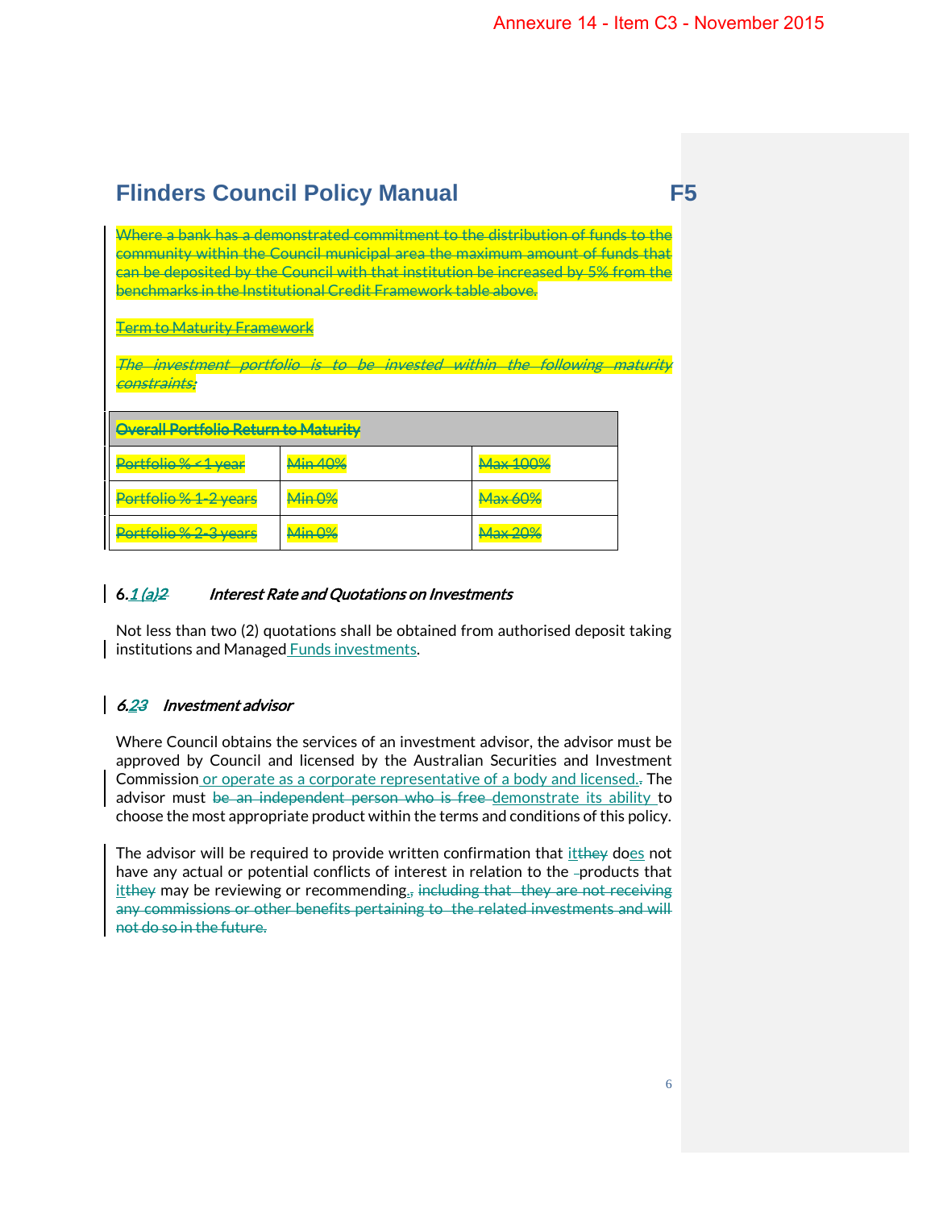Annexure 14 - Item C3 - November 2015

# Flinders Council Policy Manual F5

~~Where a bank has a demonstrated commitment to the distribution of funds to the community within the Council municipal area the maximum amount of funds that can be deposited by the Council with that institution be increased by 5% from the benchmarks in the Institutional Credit Framework table above.~~

~~Term to Maturity Framework~~

~~*The investment portfolio is to be invested within the following maturity constraints:*~~

| ~~**Overall Portfolio Return to Maturity**~~ | | |
|---|---|---|
| ~~Portfolio % < 1 year~~ | ~~Min 40%~~ | ~~Max 100%~~ |
| ~~Portfolio % 1-2 years~~ | ~~Min 0%~~ | ~~Max 60%~~ |
| ~~Portfolio % 2-3 years~~ | ~~Min 0%~~ | ~~Max 20%~~ |

### 6.1 (a)~~2~~ *Interest Rate and Quotations on Investments*

Not less than two (2) quotations shall be obtained from authorised deposit taking institutions and Managed Funds investments.

### *6.2~~3~~ Investment advisor*

Where Council obtains the services of an investment advisor, the advisor must be approved by Council and licensed by the Australian Securities and Investment Commission or operate as a corporate representative of a body and licensed. The advisor must ~~be an independent person who is free~~ demonstrate its ability to choose the most appropriate product within the terms and conditions of this policy.

The advisor will be required to provide written confirmation that it~~they~~ does not have any actual or potential conflicts of interest in relation to the products that it~~they~~ may be reviewing or recommending. ~~, including that they are not receiving any commissions or other benefits pertaining to the related investments and will not do so in the future.~~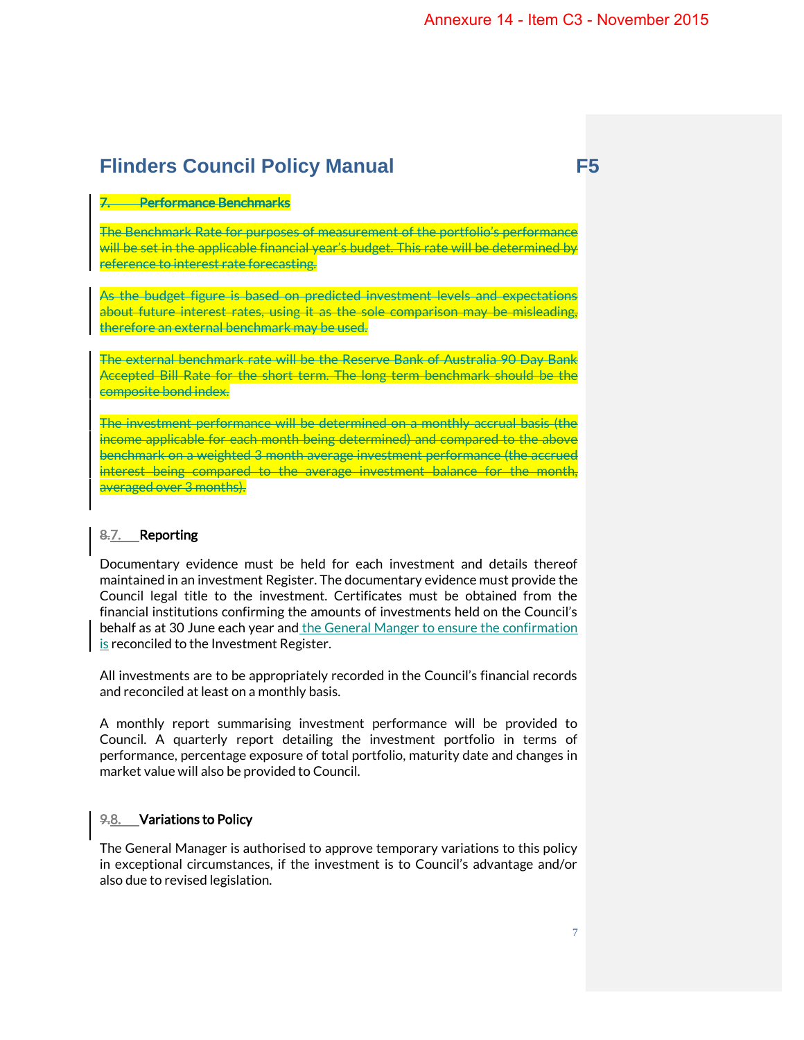Annexure 14 - Item C3 - November 2015

# Flinders Council Policy Manual F5

~~7. Performance Benchmarks~~

~~The Benchmark Rate for purposes of measurement of the portfolio's performance will be set in the applicable financial year's budget. This rate will be determined by reference to interest rate forecasting.~~

~~As the budget figure is based on predicted investment levels and expectations about future interest rates, using it as the sole comparison may be misleading, therefore an external benchmark may be used.~~

~~The external benchmark rate will be the Reserve Bank of Australia 90 Day Bank Accepted Bill Rate for the short term. The long term benchmark should be the composite bond index.~~

~~The investment performance will be determined on a monthly accrual basis (the income applicable for each month being determined) and compared to the above benchmark on a weighted 3 month average investment performance (the accrued interest being compared to the average investment balance for the month, averaged over 3 months).~~

## ~~8.~~7. Reporting

Documentary evidence must be held for each investment and details thereof maintained in an investment Register. The documentary evidence must provide the Council legal title to the investment. Certificates must be obtained from the financial institutions confirming the amounts of investments held on the Council's behalf as at 30 June each year and the General Manger to ensure the confirmation is reconciled to the Investment Register.

All investments are to be appropriately recorded in the Council's financial records and reconciled at least on a monthly basis.

A monthly report summarising investment performance will be provided to Council. A quarterly report detailing the investment portfolio in terms of performance, percentage exposure of total portfolio, maturity date and changes in market value will also be provided to Council.

## ~~9.~~8. Variations to Policy

The General Manager is authorised to approve temporary variations to this policy in exceptional circumstances, if the investment is to Council's advantage and/or also due to revised legislation.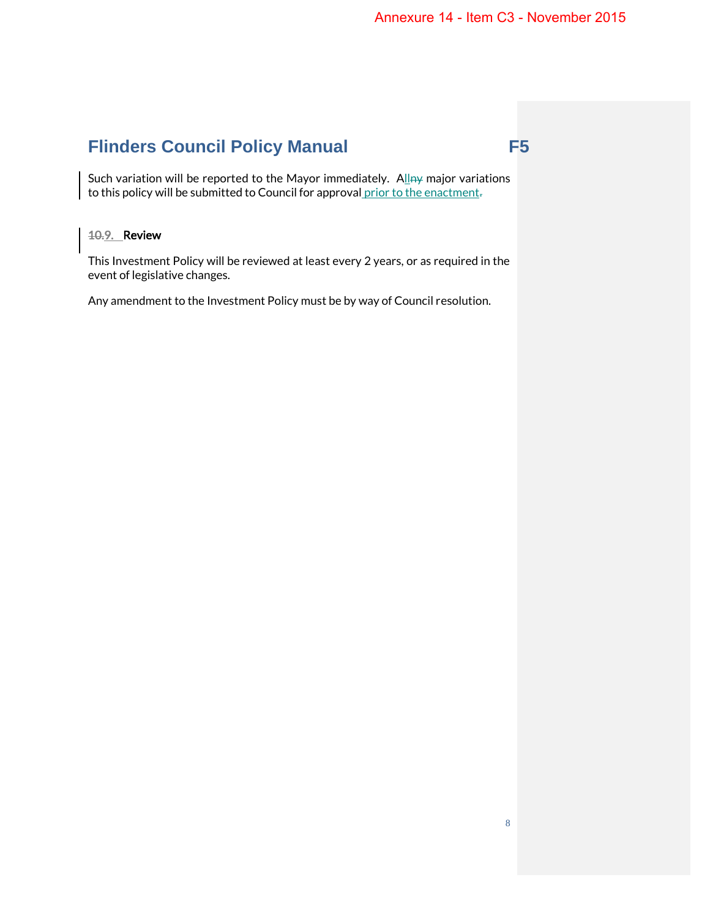Such variation will be reported to the Mayor immediately. All major variations to this policy will be submitted to Council for approval prior to the enactment.

## 9. Review

This Investment Policy will be reviewed at least every 2 years, or as required in the event of legislative changes.

Any amendment to the Investment Policy must be by way of Council resolution.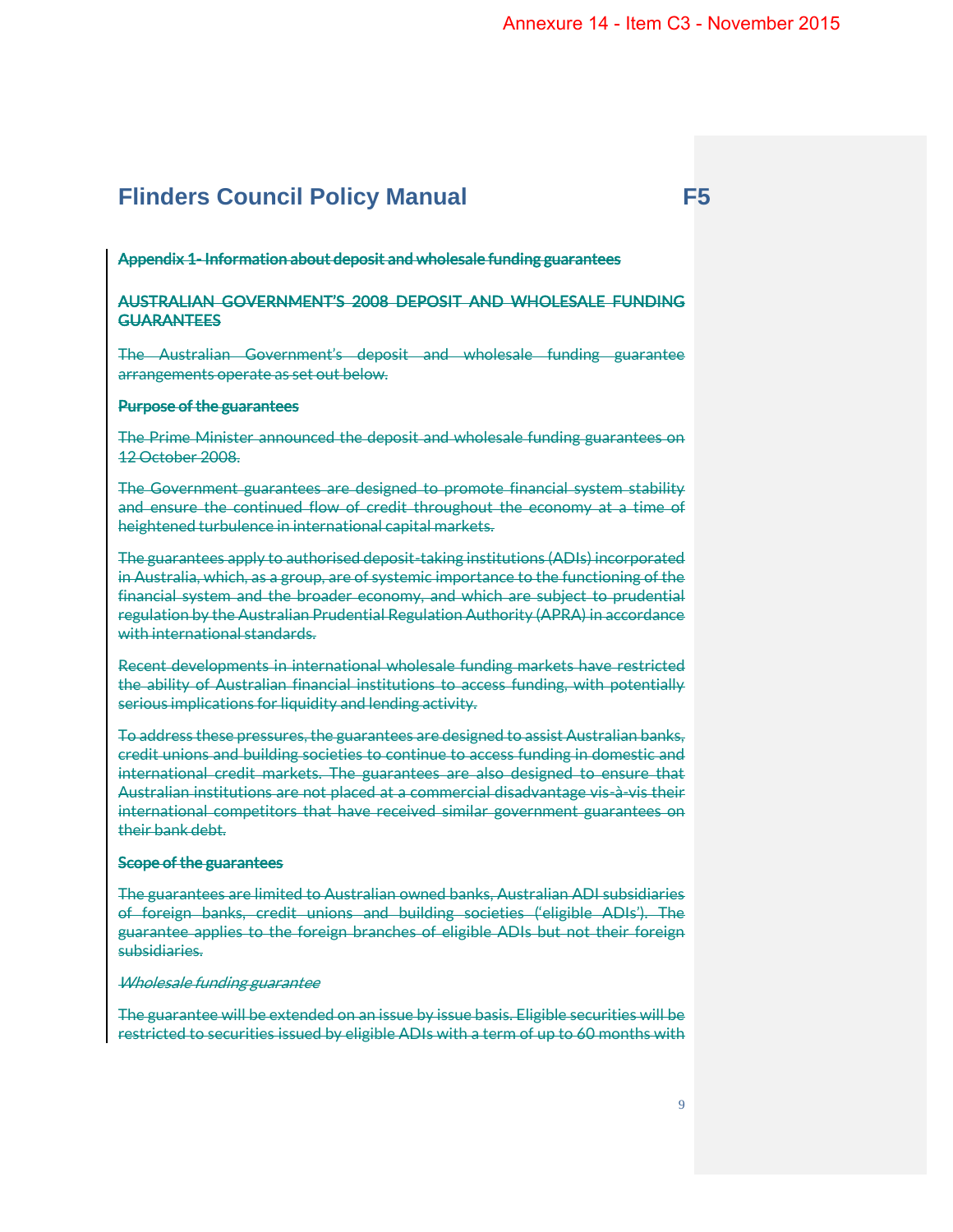Annexure 14 - Item C3 - November 2015

# Flinders Council Policy Manual F5

~~**Appendix 1- Information about deposit and wholesale funding guarantees**~~

~~**AUSTRALIAN GOVERNMENT'S 2008 DEPOSIT AND WHOLESALE FUNDING GUARANTEES**~~

~~The Australian Government's deposit and wholesale funding guarantee arrangements operate as set out below.~~

~~**Purpose of the guarantees**~~

~~The Prime Minister announced the deposit and wholesale funding guarantees on 12 October 2008.~~

~~The Government guarantees are designed to promote financial system stability and ensure the continued flow of credit throughout the economy at a time of heightened turbulence in international capital markets.~~

~~The guarantees apply to authorised deposit-taking institutions (ADIs) incorporated in Australia, which, as a group, are of systemic importance to the functioning of the financial system and the broader economy, and which are subject to prudential regulation by the Australian Prudential Regulation Authority (APRA) in accordance with international standards.~~

~~Recent developments in international wholesale funding markets have restricted the ability of Australian financial institutions to access funding, with potentially serious implications for liquidity and lending activity.~~

~~To address these pressures, the guarantees are designed to assist Australian banks, credit unions and building societies to continue to access funding in domestic and international credit markets. The guarantees are also designed to ensure that Australian institutions are not placed at a commercial disadvantage vis-à-vis their international competitors that have received similar government guarantees on their bank debt.~~

~~**Scope of the guarantees**~~

~~The guarantees are limited to Australian owned banks, Australian ADI subsidiaries of foreign banks, credit unions and building societies ('eligible ADIs'). The guarantee applies to the foreign branches of eligible ADIs but not their foreign subsidiaries.~~

~~*Wholesale funding guarantee*~~

~~The guarantee will be extended on an issue by issue basis. Eligible securities will be restricted to securities issued by eligible ADIs with a term of up to 60 months with~~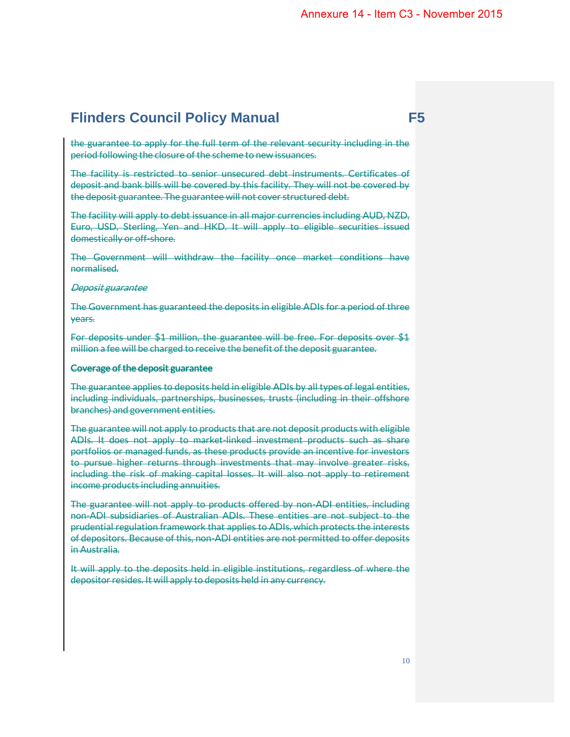the guarantee to apply for the full term of the relevant security including in the period following the closure of the scheme to new issuances.

The facility is restricted to senior unsecured debt instruments. Certificates of deposit and bank bills will be covered by this facility. They will not be covered by the deposit guarantee. The guarantee will not cover structured debt.

The facility will apply to debt issuance in all major currencies including AUD, NZD, Euro, USD, Sterling, Yen and HKD. It will apply to eligible securities issued domestically or off-shore.

The Government will withdraw the facility once market conditions have normalised.

*Deposit guarantee*

The Government has guaranteed the deposits in eligible ADIs for a period of three years.

For deposits under $1 million, the guarantee will be free. For deposits over $1 million a fee will be charged to receive the benefit of the deposit guarantee.

**Coverage of the deposit guarantee**

The guarantee applies to deposits held in eligible ADIs by all types of legal entities, including individuals, partnerships, businesses, trusts (including in their offshore branches) and government entities.

The guarantee will not apply to products that are not deposit products with eligible ADIs. It does not apply to market-linked investment products such as share portfolios or managed funds, as these products provide an incentive for investors to pursue higher returns through investments that may involve greater risks, including the risk of making capital losses. It will also not apply to retirement income products including annuities.

The guarantee will not apply to products offered by non-ADI entities, including non-ADI subsidiaries of Australian ADIs. These entities are not subject to the prudential regulation framework that applies to ADIs, which protects the interests of depositors. Because of this, non-ADI entities are not permitted to offer deposits in Australia.

It will apply to the deposits held in eligible institutions, regardless of where the depositor resides. It will apply to deposits held in any currency.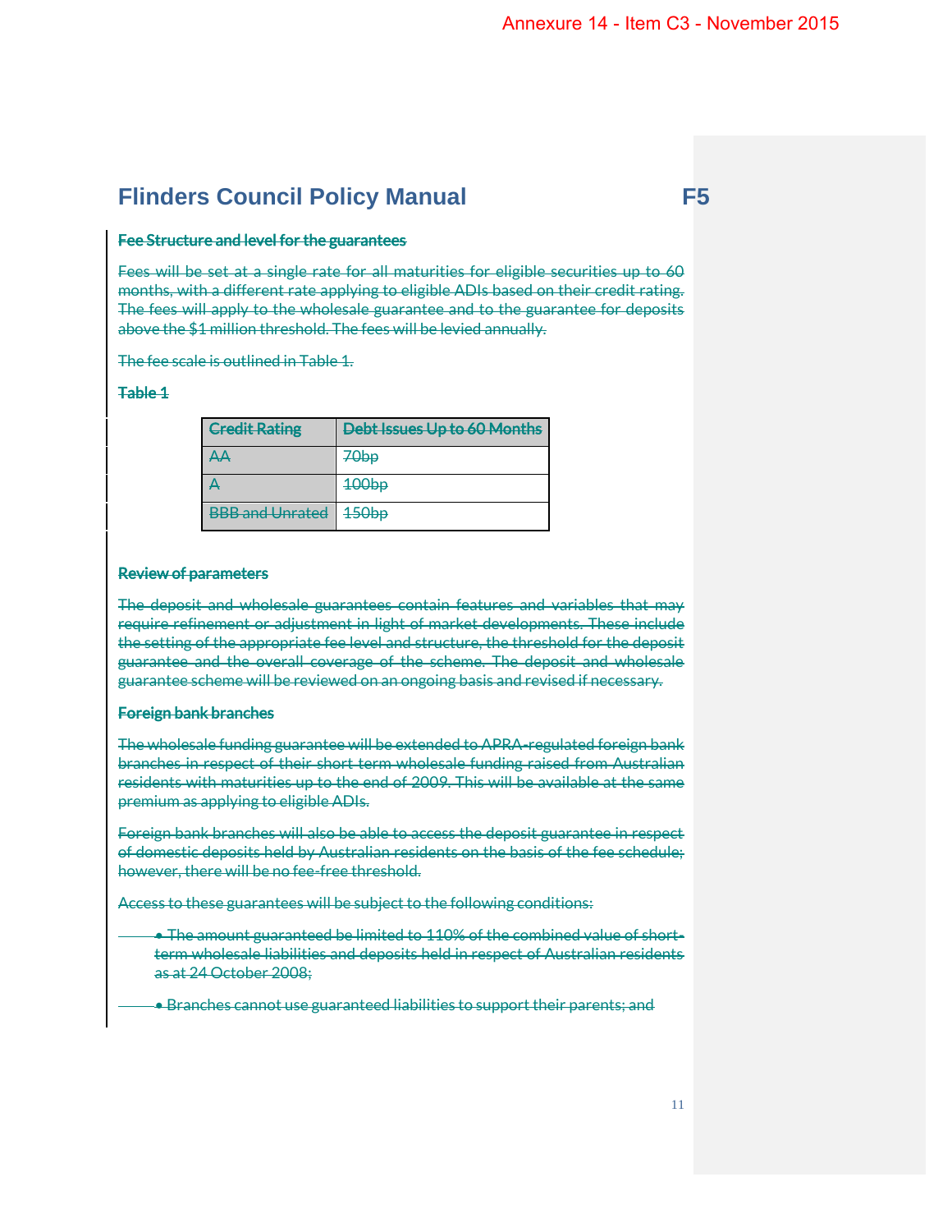Annexure 14 - Item C3 - November 2015

# Flinders Council Policy Manual F5

**~~Fee Structure and level for the guarantees~~**

~~Fees will be set at a single rate for all maturities for eligible securities up to 60 months, with a different rate applying to eligible ADIs based on their credit rating. The fees will apply to the wholesale guarantee and to the guarantee for deposits above the $1 million threshold. The fees will be levied annually.~~

~~The fee scale is outlined in Table 1.~~

**~~Table 1~~**

| ~~Credit Rating~~ | ~~Debt Issues Up to 60 Months~~ |
|---|---|
| ~~AA~~ | ~~70bp~~ |
| ~~A~~ | ~~100bp~~ |
| ~~BBB and Unrated~~ | ~~150bp~~ |

**~~Review of parameters~~**

~~The deposit and wholesale guarantees contain features and variables that may require refinement or adjustment in light of market developments. These include the setting of the appropriate fee level and structure, the threshold for the deposit guarantee and the overall coverage of the scheme. The deposit and wholesale guarantee scheme will be reviewed on an ongoing basis and revised if necessary.~~

**~~Foreign bank branches~~**

~~The wholesale funding guarantee will be extended to APRA-regulated foreign bank branches in respect of their short term wholesale funding raised from Australian residents with maturities up to the end of 2009. This will be available at the same premium as applying to eligible ADIs.~~

~~Foreign bank branches will also be able to access the deposit guarantee in respect of domestic deposits held by Australian residents on the basis of the fee schedule; however, there will be no fee-free threshold.~~

~~Access to these guarantees will be subject to the following conditions:~~

- ~~The amount guaranteed be limited to 110% of the combined value of short-term wholesale liabilities and deposits held in respect of Australian residents as at 24 October 2008;~~
- ~~Branches cannot use guaranteed liabilities to support their parents; and~~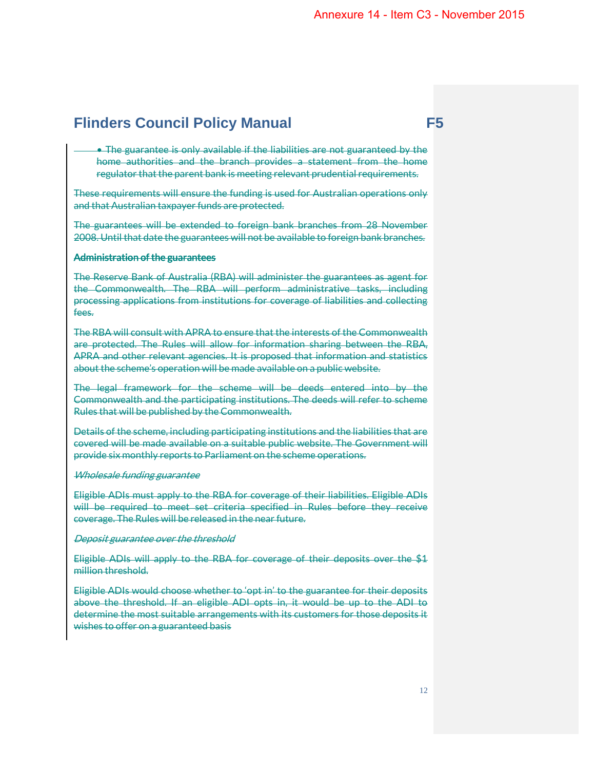Annexure 14 - Item C3 - November 2015

# Flinders Council Policy Manual

F5

- ~~The guarantee is only available if the liabilities are not guaranteed by the home authorities and the branch provides a statement from the home regulator that the parent bank is meeting relevant prudential requirements.~~

~~These requirements will ensure the funding is used for Australian operations only and that Australian taxpayer funds are protected.~~

~~The guarantees will be extended to foreign bank branches from 28 November 2008. Until that date the guarantees will not be available to foreign bank branches.~~

**~~Administration of the guarantees~~**

~~The Reserve Bank of Australia (RBA) will administer the guarantees as agent for the Commonwealth. The RBA will perform administrative tasks, including processing applications from institutions for coverage of liabilities and collecting fees.~~

~~The RBA will consult with APRA to ensure that the interests of the Commonwealth are protected. The Rules will allow for information sharing between the RBA, APRA and other relevant agencies. It is proposed that information and statistics about the scheme's operation will be made available on a public website.~~

~~The legal framework for the scheme will be deeds entered into by the Commonwealth and the participating institutions. The deeds will refer to scheme Rules that will be published by the Commonwealth.~~

~~Details of the scheme, including participating institutions and the liabilities that are covered will be made available on a suitable public website. The Government will provide six monthly reports to Parliament on the scheme operations.~~

*~~Wholesale funding guarantee~~*

~~Eligible ADIs must apply to the RBA for coverage of their liabilities. Eligible ADIs will be required to meet set criteria specified in Rules before they receive coverage. The Rules will be released in the near future.~~

*~~Deposit guarantee over the threshold~~*

~~Eligible ADIs will apply to the RBA for coverage of their deposits over the $1 million threshold.~~

~~Eligible ADIs would choose whether to 'opt in' to the guarantee for their deposits above the threshold. If an eligible ADI opts in, it would be up to the ADI to determine the most suitable arrangements with its customers for those deposits it wishes to offer on a guaranteed basis~~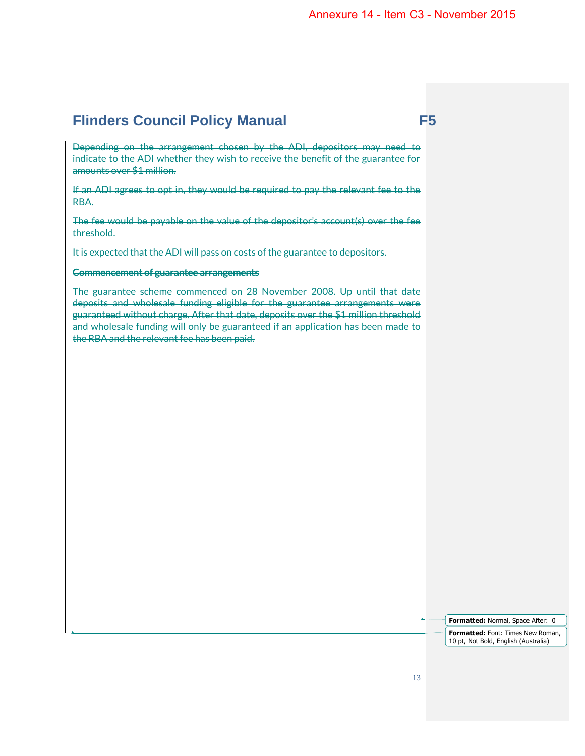Depending on the arrangement chosen by the ADI, depositors may need to indicate to the ADI whether they wish to receive the benefit of the guarantee for amounts over $1 million.

If an ADI agrees to opt in, they would be required to pay the relevant fee to the RBA.

The fee would be payable on the value of the depositor's account(s) over the fee threshold.

It is expected that the ADI will pass on costs of the guarantee to depositors.

**Commencement of guarantee arrangements**

The guarantee scheme commenced on 28 November 2008. Up until that date deposits and wholesale funding eligible for the guarantee arrangements were guaranteed without charge. After that date, deposits over the $1 million threshold and wholesale funding will only be guaranteed if an application has been made to the RBA and the relevant fee has been paid.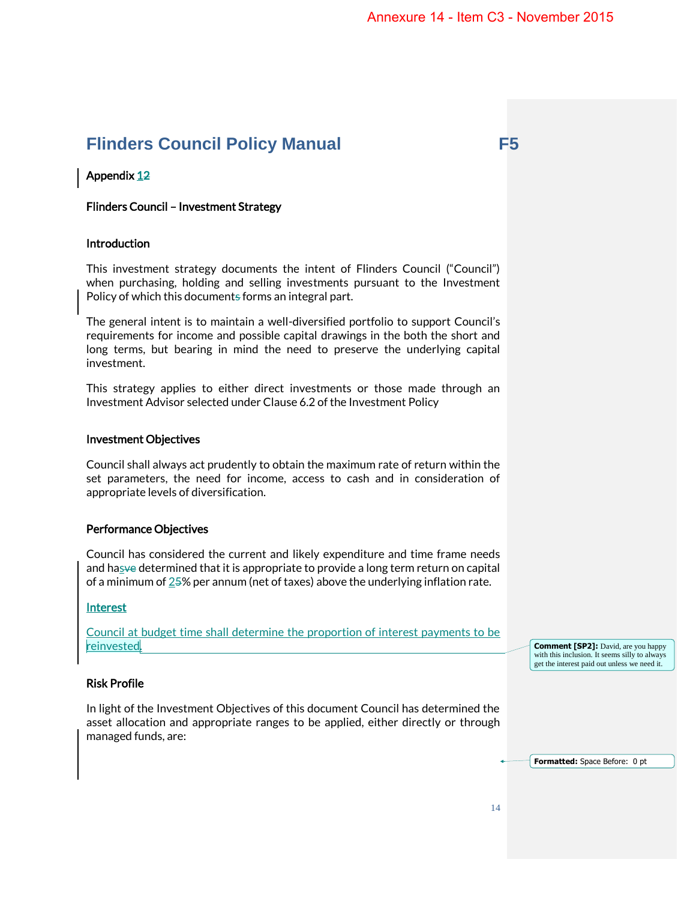Annexure 14 - Item C3 - November 2015

# Flinders Council Policy Manual F5

Appendix 12

Flinders Council – Investment Strategy

## Introduction

This investment strategy documents the intent of Flinders Council ("Council") when purchasing, holding and selling investments pursuant to the Investment Policy of which this documents forms an integral part.

The general intent is to maintain a well-diversified portfolio to support Council's requirements for income and possible capital drawings in the both the short and long terms, but bearing in mind the need to preserve the underlying capital investment.

This strategy applies to either direct investments or those made through an Investment Advisor selected under Clause 6.2 of the Investment Policy

## Investment Objectives

Council shall always act prudently to obtain the maximum rate of return within the set parameters, the need for income, access to cash and in consideration of appropriate levels of diversification.

## Performance Objectives

Council has considered the current and likely expenditure and time frame needs and hasve determined that it is appropriate to provide a long term return on capital of a minimum of 25% per annum (net of taxes) above the underlying inflation rate.

## Interest

Council at budget time shall determine the proportion of interest payments to be reinvested.

Comment [SP2]: David, are you happy with this inclusion. It seems silly to always get the interest paid out unless we need it.

## Risk Profile

In light of the Investment Objectives of this document Council has determined the asset allocation and appropriate ranges to be applied, either directly or through managed funds, are:

Formatted: Space Before: 0 pt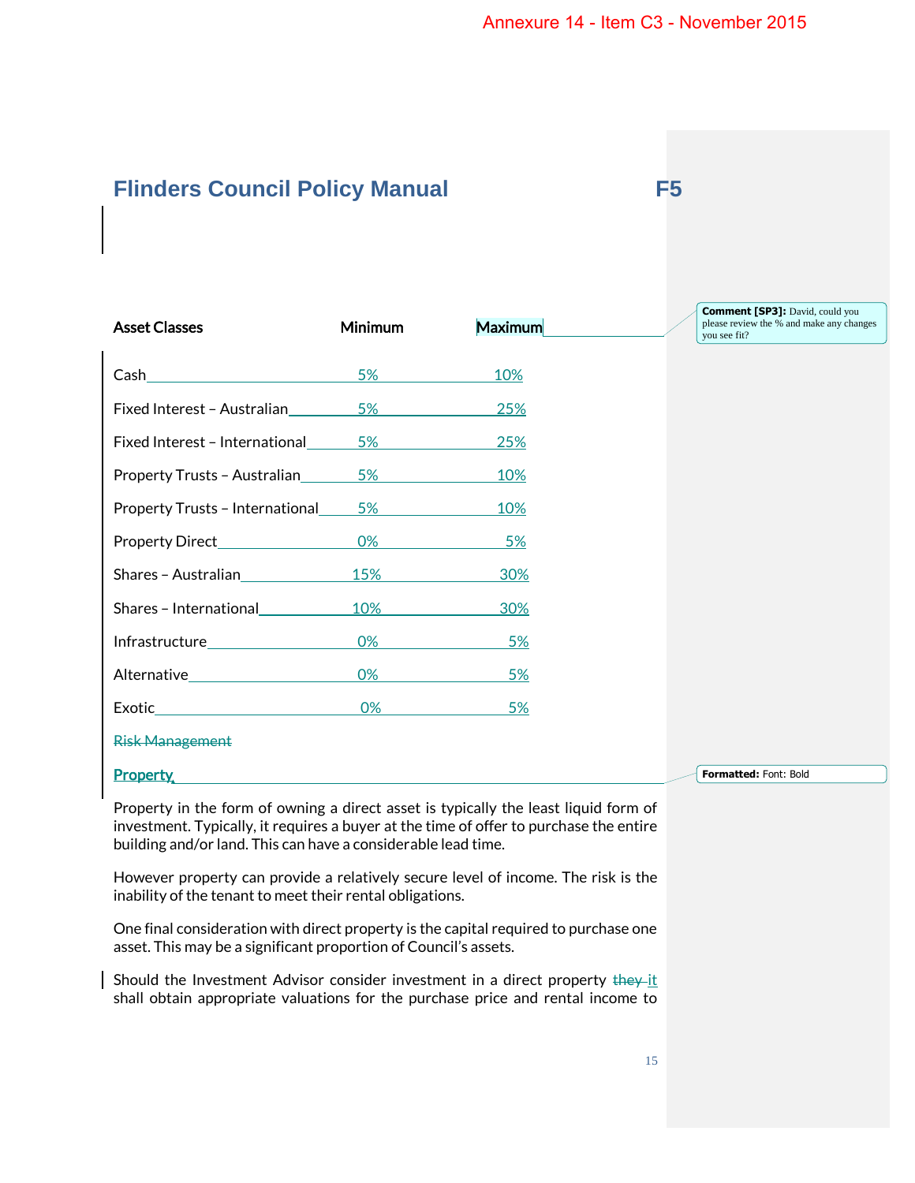Annexure 14 - Item C3 - November 2015

# Flinders Council Policy Manual F5

| Asset Classes | Minimum | Maximum |
|---|---|---|
| Cash | 5% | 10% |
| Fixed Interest – Australian | 5% | 25% |
| Fixed Interest – International | 5% | 25% |
| Property Trusts – Australian | 5% | 10% |
| Property Trusts – International | 5% | 10% |
| Property Direct | 0% | 5% |
| Shares – Australian | 15% | 30% |
| Shares – International | 10% | 30% |
| Infrastructure | 0% | 5% |
| Alternative | 0% | 5% |
| Exotic | 0% | 5% |

Comment [SP3]: David, could you please review the % and make any changes you see fit?

~~Risk Management~~

**Property**

Formatted: Font: Bold

Property in the form of owning a direct asset is typically the least liquid form of investment. Typically, it requires a buyer at the time of offer to purchase the entire building and/or land. This can have a considerable lead time.

However property can provide a relatively secure level of income. The risk is the inability of the tenant to meet their rental obligations.

One final consideration with direct property is the capital required to purchase one asset. This may be a significant proportion of Council's assets.

Should the Investment Advisor consider investment in a direct property ~~they~~ it shall obtain appropriate valuations for the purchase price and rental income to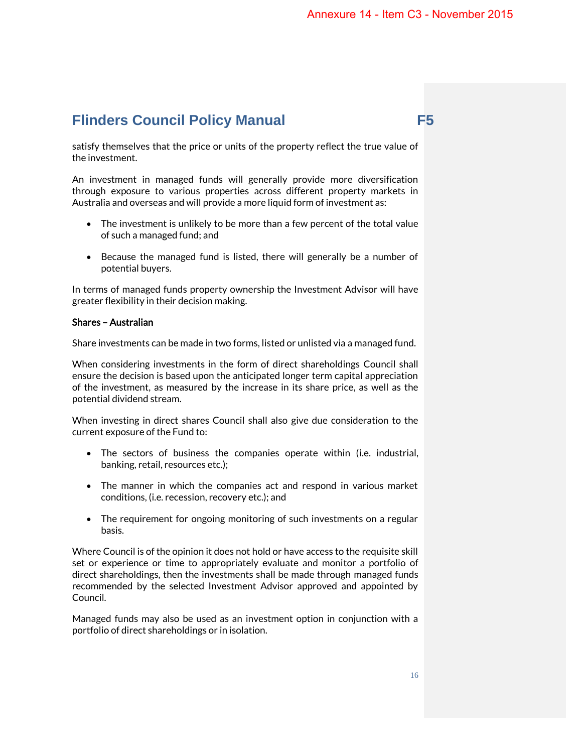satisfy themselves that the price or units of the property reflect the true value of the investment.

An investment in managed funds will generally provide more diversification through exposure to various properties across different property markets in Australia and overseas and will provide a more liquid form of investment as:

- The investment is unlikely to be more than a few percent of the total value of such a managed fund; and
- Because the managed fund is listed, there will generally be a number of potential buyers.

In terms of managed funds property ownership the Investment Advisor will have greater flexibility in their decision making.

**Shares – Australian**

Share investments can be made in two forms, listed or unlisted via a managed fund.

When considering investments in the form of direct shareholdings Council shall ensure the decision is based upon the anticipated longer term capital appreciation of the investment, as measured by the increase in its share price, as well as the potential dividend stream.

When investing in direct shares Council shall also give due consideration to the current exposure of the Fund to:

- The sectors of business the companies operate within (i.e. industrial, banking, retail, resources etc.);
- The manner in which the companies act and respond in various market conditions, (i.e. recession, recovery etc.); and
- The requirement for ongoing monitoring of such investments on a regular basis.

Where Council is of the opinion it does not hold or have access to the requisite skill set or experience or time to appropriately evaluate and monitor a portfolio of direct shareholdings, then the investments shall be made through managed funds recommended by the selected Investment Advisor approved and appointed by Council.

Managed funds may also be used as an investment option in conjunction with a portfolio of direct shareholdings or in isolation.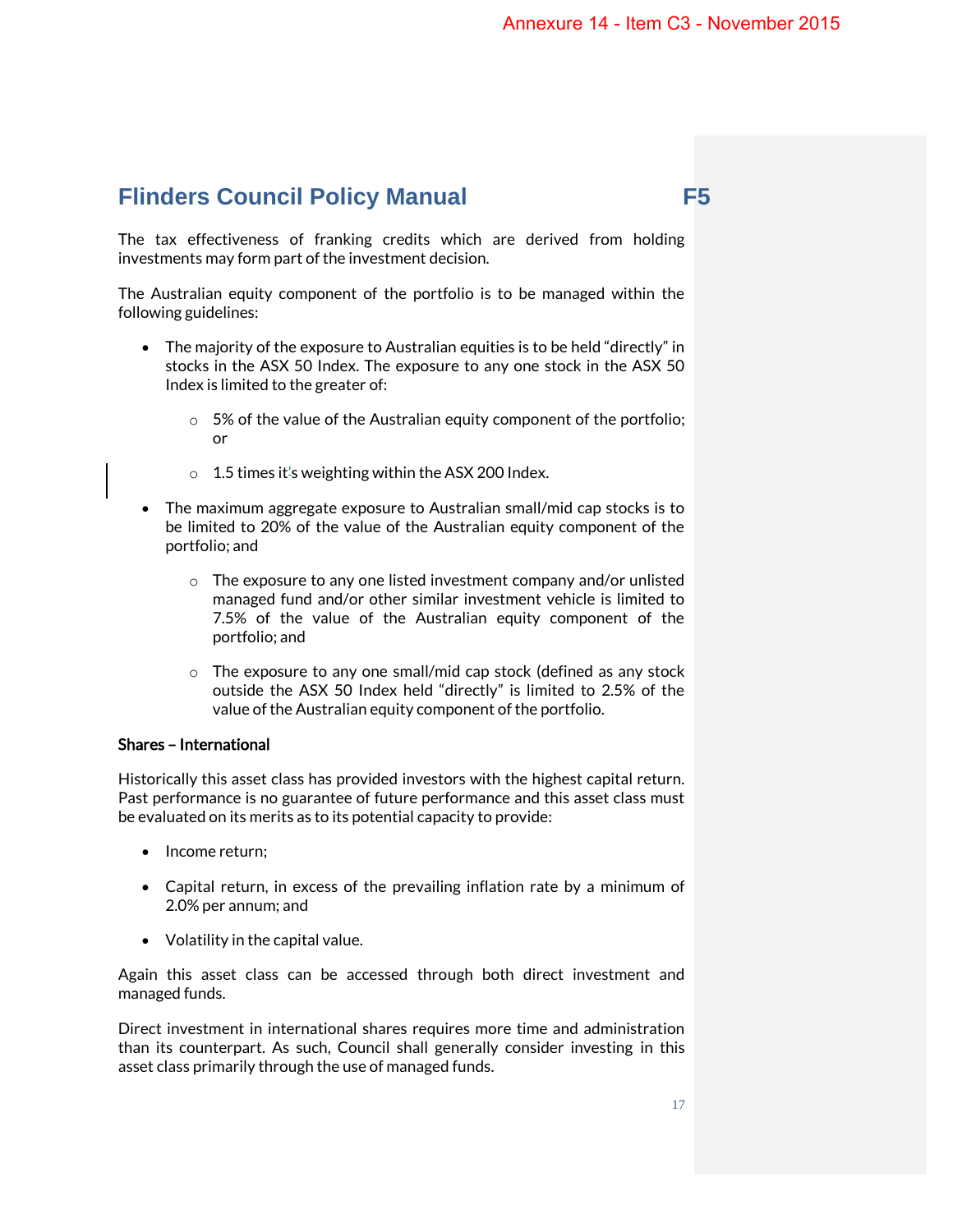The tax effectiveness of franking credits which are derived from holding investments may form part of the investment decision.

The Australian equity component of the portfolio is to be managed within the following guidelines:

- The majority of the exposure to Australian equities is to be held "directly" in stocks in the ASX 50 Index. The exposure to any one stock in the ASX 50 Index is limited to the greater of:
    - 5% of the value of the Australian equity component of the portfolio; or
    - 1.5 times its weighting within the ASX 200 Index.
- The maximum aggregate exposure to Australian small/mid cap stocks is to be limited to 20% of the value of the Australian equity component of the portfolio; and
    - The exposure to any one listed investment company and/or unlisted managed fund and/or other similar investment vehicle is limited to 7.5% of the value of the Australian equity component of the portfolio; and
    - The exposure to any one small/mid cap stock (defined as any stock outside the ASX 50 Index held "directly" is limited to 2.5% of the value of the Australian equity component of the portfolio.

**Shares – International**

Historically this asset class has provided investors with the highest capital return. Past performance is no guarantee of future performance and this asset class must be evaluated on its merits as to its potential capacity to provide:

- Income return;
- Capital return, in excess of the prevailing inflation rate by a minimum of 2.0% per annum; and
- Volatility in the capital value.

Again this asset class can be accessed through both direct investment and managed funds.

Direct investment in international shares requires more time and administration than its counterpart. As such, Council shall generally consider investing in this asset class primarily through the use of managed funds.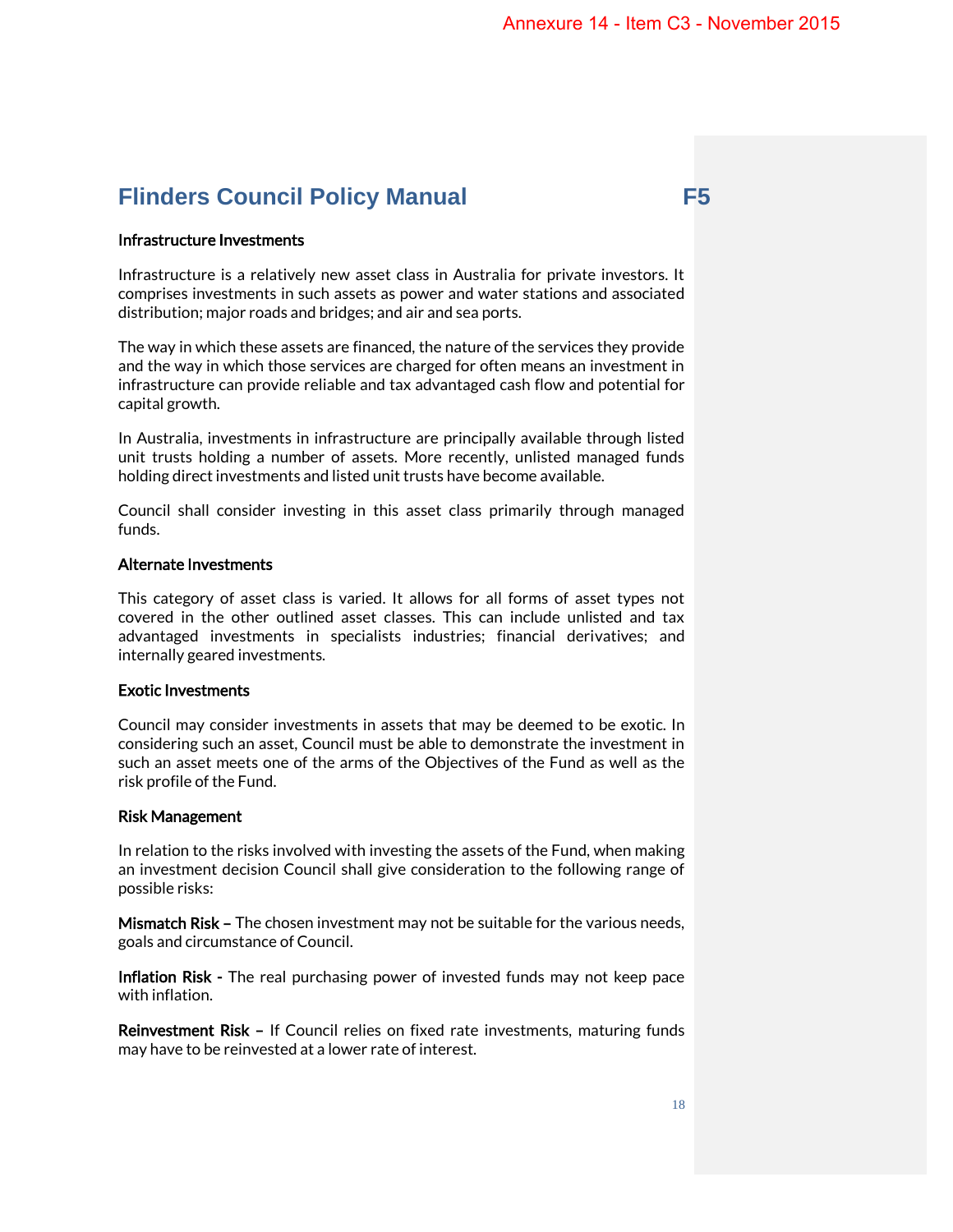# Flinders Council Policy Manual F5

### Infrastructure Investments

Infrastructure is a relatively new asset class in Australia for private investors. It comprises investments in such assets as power and water stations and associated distribution; major roads and bridges; and air and sea ports.

The way in which these assets are financed, the nature of the services they provide and the way in which those services are charged for often means an investment in infrastructure can provide reliable and tax advantaged cash flow and potential for capital growth.

In Australia, investments in infrastructure are principally available through listed unit trusts holding a number of assets. More recently, unlisted managed funds holding direct investments and listed unit trusts have become available.

Council shall consider investing in this asset class primarily through managed funds.

### Alternate Investments

This category of asset class is varied. It allows for all forms of asset types not covered in the other outlined asset classes. This can include unlisted and tax advantaged investments in specialists industries; financial derivatives; and internally geared investments.

### Exotic Investments

Council may consider investments in assets that may be deemed to be exotic. In considering such an asset, Council must be able to demonstrate the investment in such an asset meets one of the arms of the Objectives of the Fund as well as the risk profile of the Fund.

### Risk Management

In relation to the risks involved with investing the assets of the Fund, when making an investment decision Council shall give consideration to the following range of possible risks:

**Mismatch Risk –** The chosen investment may not be suitable for the various needs, goals and circumstance of Council.

**Inflation Risk -** The real purchasing power of invested funds may not keep pace with inflation.

**Reinvestment Risk –** If Council relies on fixed rate investments, maturing funds may have to be reinvested at a lower rate of interest.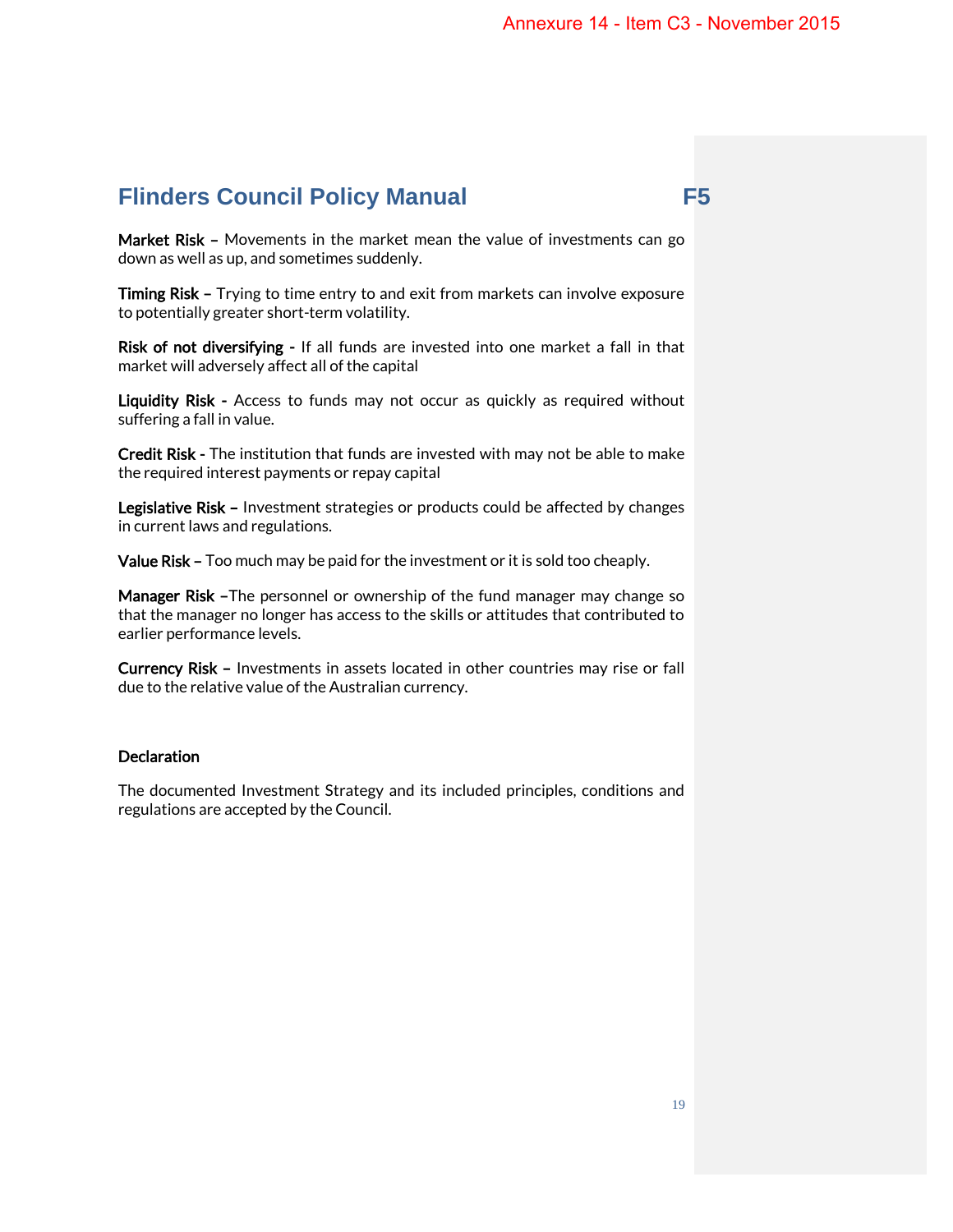**Market Risk –** Movements in the market mean the value of investments can go down as well as up, and sometimes suddenly.

**Timing Risk –** Trying to time entry to and exit from markets can involve exposure to potentially greater short-term volatility.

**Risk of not diversifying -** If all funds are invested into one market a fall in that market will adversely affect all of the capital

**Liquidity Risk -** Access to funds may not occur as quickly as required without suffering a fall in value.

**Credit Risk -** The institution that funds are invested with may not be able to make the required interest payments or repay capital

**Legislative Risk –** Investment strategies or products could be affected by changes in current laws and regulations.

**Value Risk –** Too much may be paid for the investment or it is sold too cheaply.

**Manager Risk –**The personnel or ownership of the fund manager may change so that the manager no longer has access to the skills or attitudes that contributed to earlier performance levels.

**Currency Risk –** Investments in assets located in other countries may rise or fall due to the relative value of the Australian currency.

### Declaration

The documented Investment Strategy and its included principles, conditions and regulations are accepted by the Council.